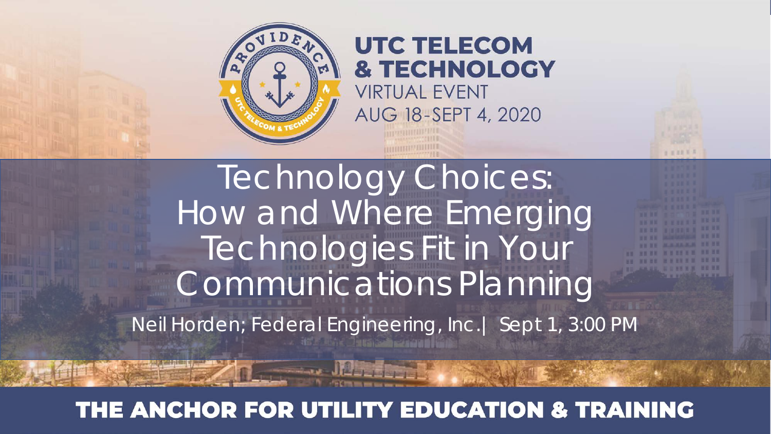UTC TELECOM & TECHNOLOGY
VIRTUAL EVENT
AUG 18-SEPT 4, 2020

# Technology Choices: How and Where Emerging Technologies Fit in Your Communications Planning

Neil Horden; Federal Engineering, Inc.| Sept 1, 3:00 PM

THE ANCHOR FOR UTILITY EDUCATION & TRAINING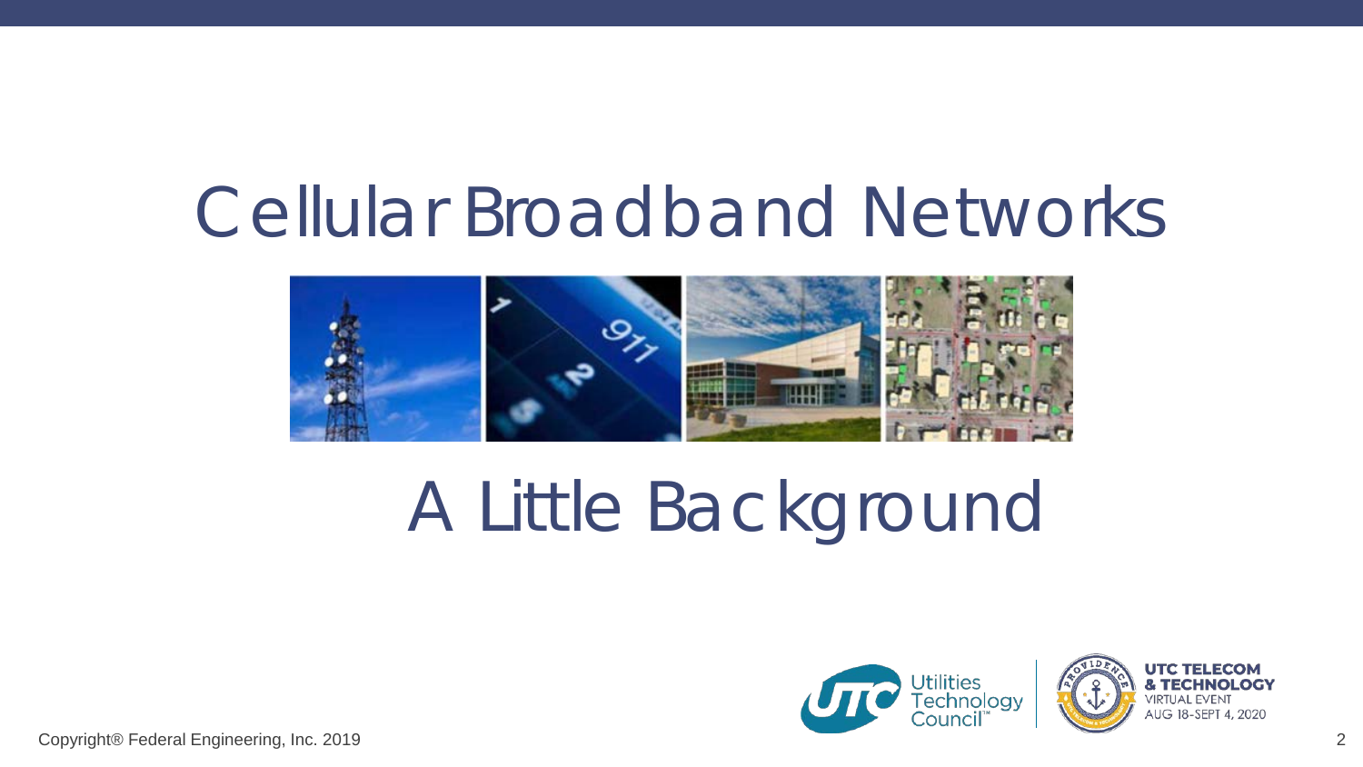# Cellular Broadband Networks

## A Little Background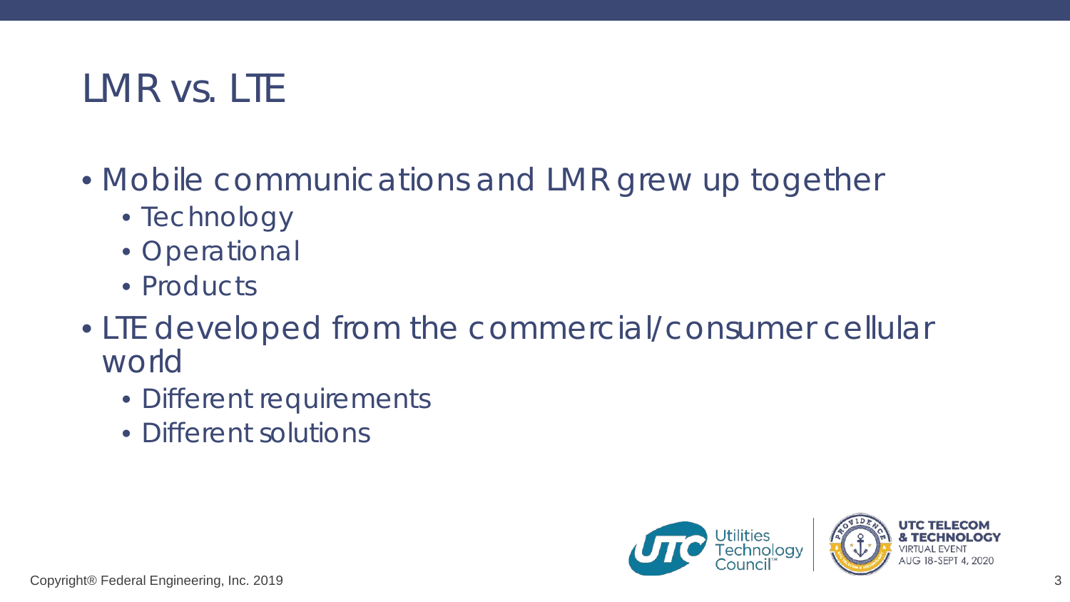# LMR vs. LTE

- Mobile communications and LMR grew up together
  - Technology
  - Operational
  - Products
- LTE developed from the commercial/consumer cellular world
  - Different requirements
  - Different solutions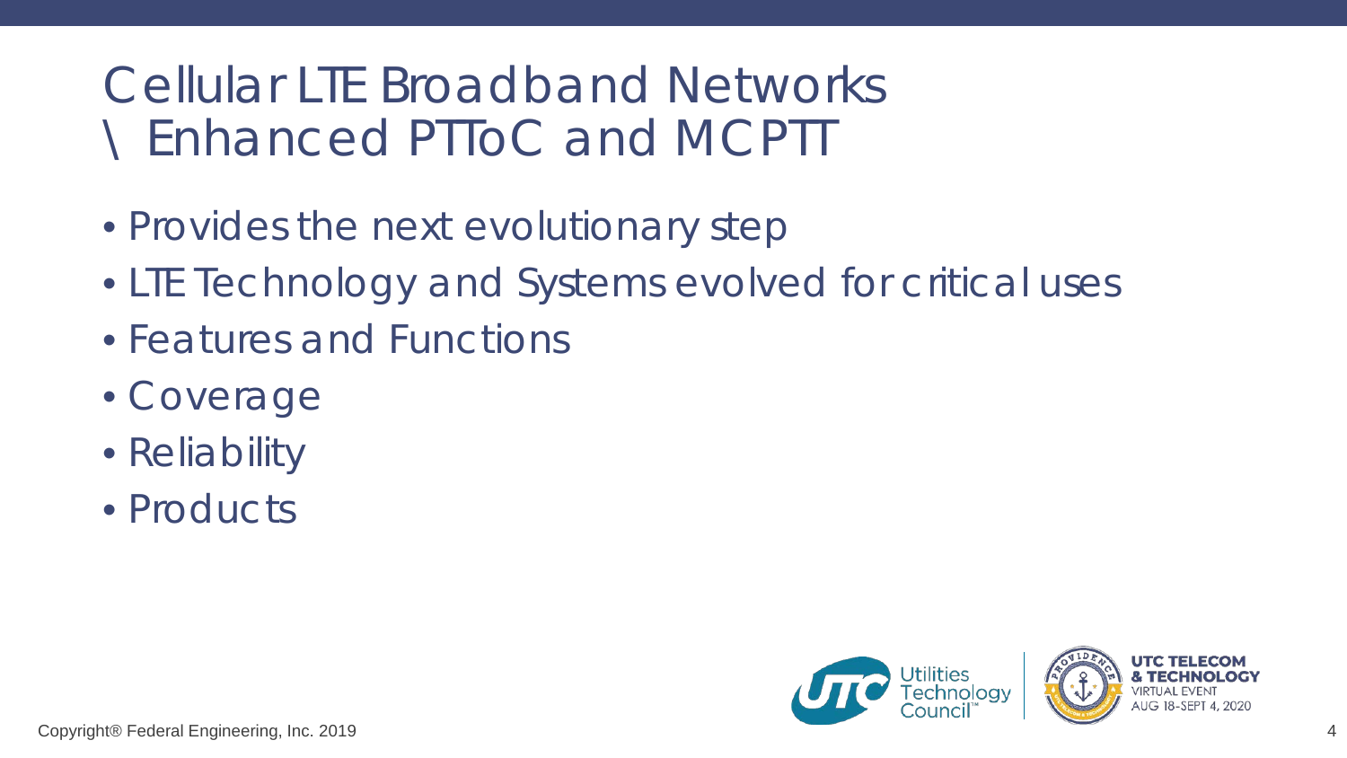# Cellular LTE Broadband Networks \ Enhanced PTToC and MCPTT

- Provides the next evolutionary step
- LTE Technology and Systems evolved for critical uses
- Features and Functions
- Coverage
- Reliability
- Products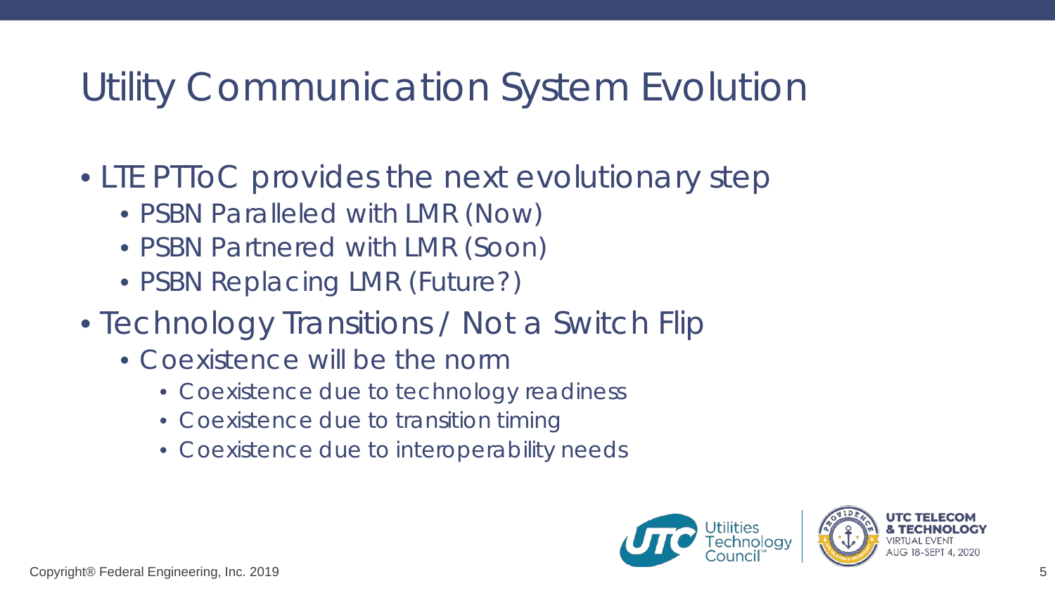# Utility Communication System Evolution

- LTE PTToC provides the next evolutionary step
  - PSBN Paralleled with LMR (Now)
  - PSBN Partnered with LMR (Soon)
  - PSBN Replacing LMR (Future?)
- Technology Transitions / Not a Switch Flip
  - Coexistence will be the norm
    - Coexistence due to technology readiness
    - Coexistence due to transition timing
    - Coexistence due to interoperability needs

Utilities Technology Council™

UTC TELECOM & TECHNOLOGY VIRTUAL EVENT AUG 18-SEPT 4, 2020

Copyright® Federal Engineering, Inc. 2019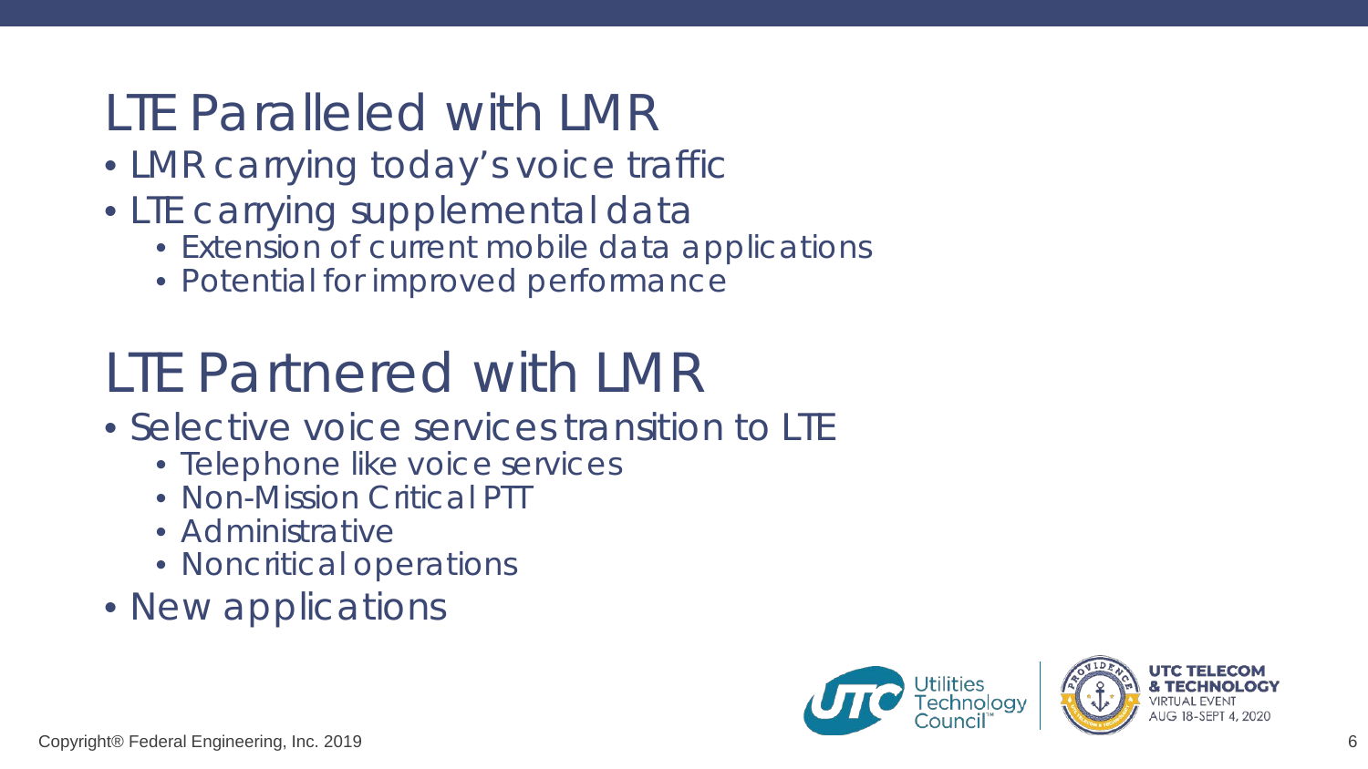# LTE Paralleled with LMR

- LMR carrying today's voice traffic
- LTE carrying supplemental data
  - Extension of current mobile data applications
  - Potential for improved performance

# LTE Partnered with LMR

- Selective voice services transition to LTE
  - Telephone like voice services
  - Non-Mission Critical PTT
  - Administrative
  - Noncritical operations
- New applications

Copyright® Federal Engineering, Inc. 2019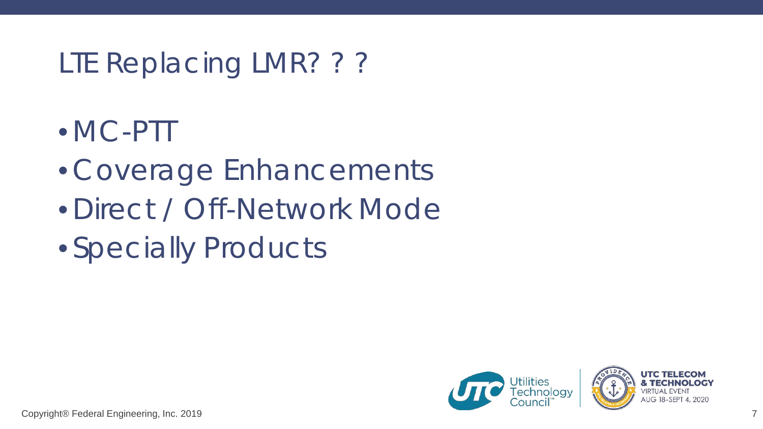# LTE Replacing LMR? ? ?

- MC-PTT
- Coverage Enhancements
- Direct / Off-Network Mode
- Specially Products

Copyright® Federal Engineering, Inc. 2019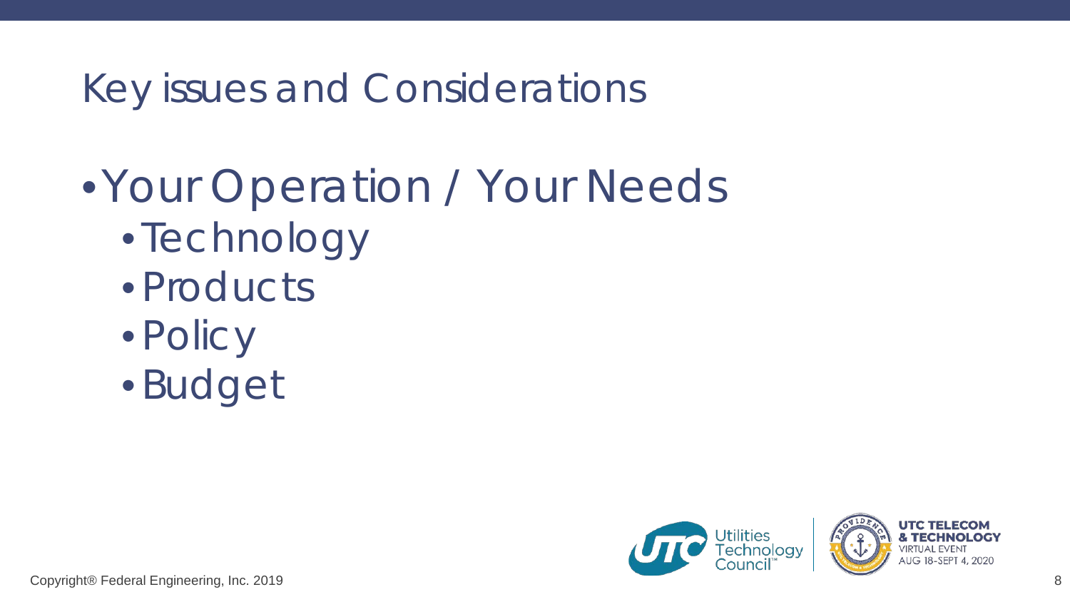# Key issues and Considerations

- Your Operation / Your Needs
  - Technology
  - Products
  - Policy
  - Budget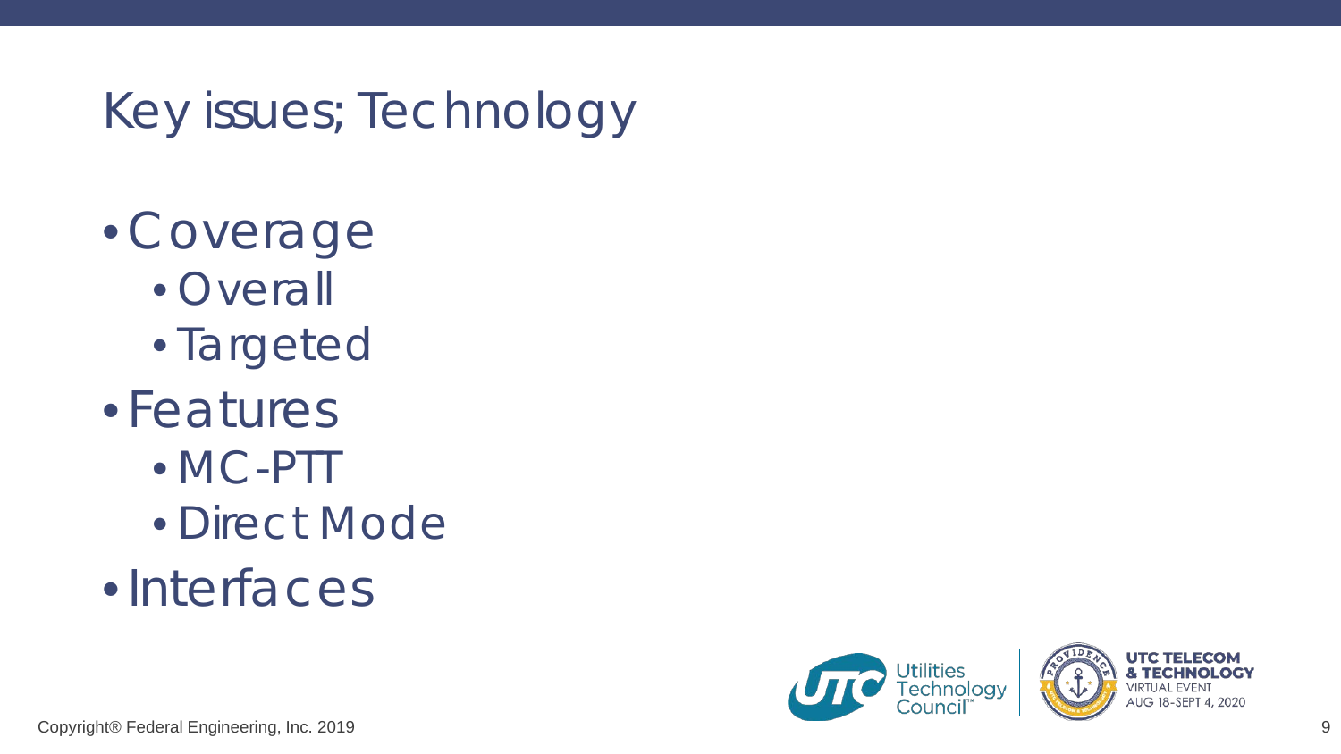# Key issues; Technology

- Coverage
  - Overall
  - Targeted
- Features
  - MC-PTT
  - Direct Mode
- Interfaces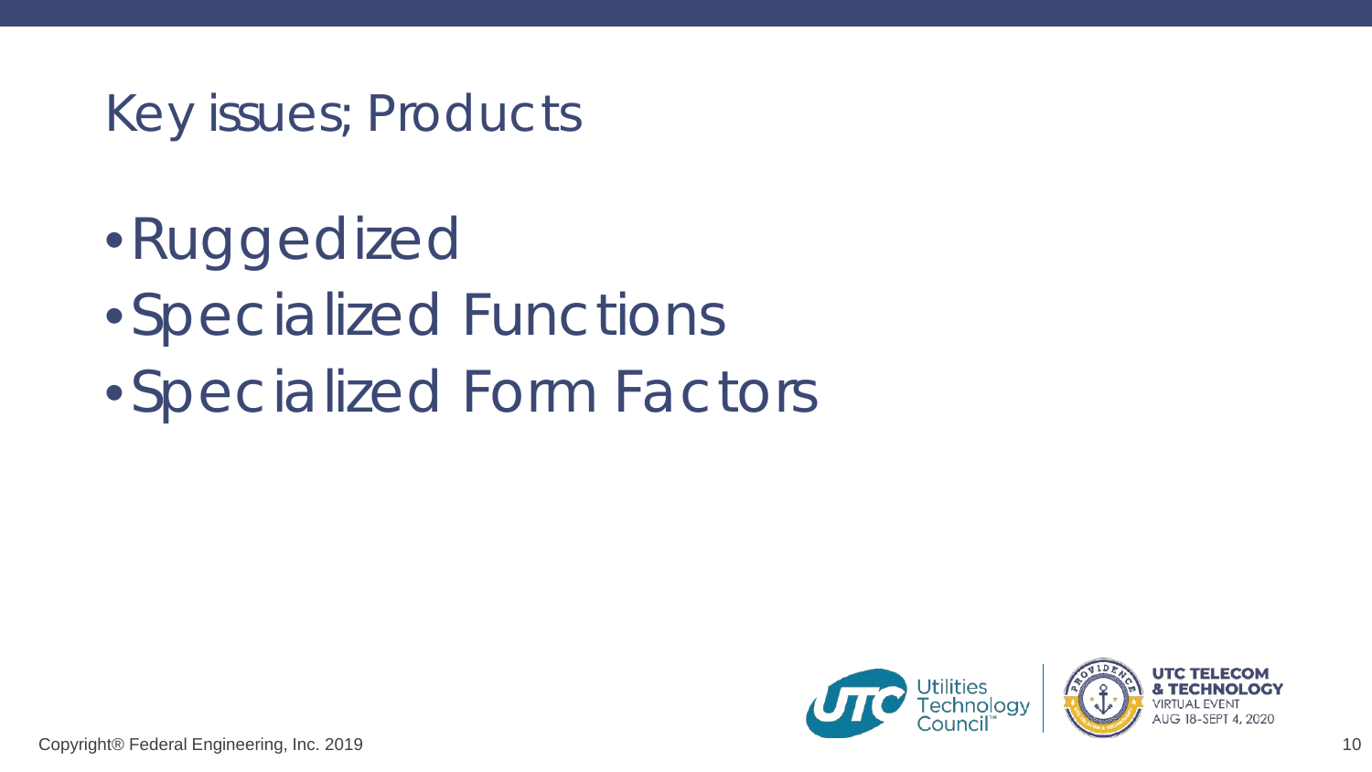# Key issues; Products

- Ruggedized
- Specialized Functions
- Specialized Form Factors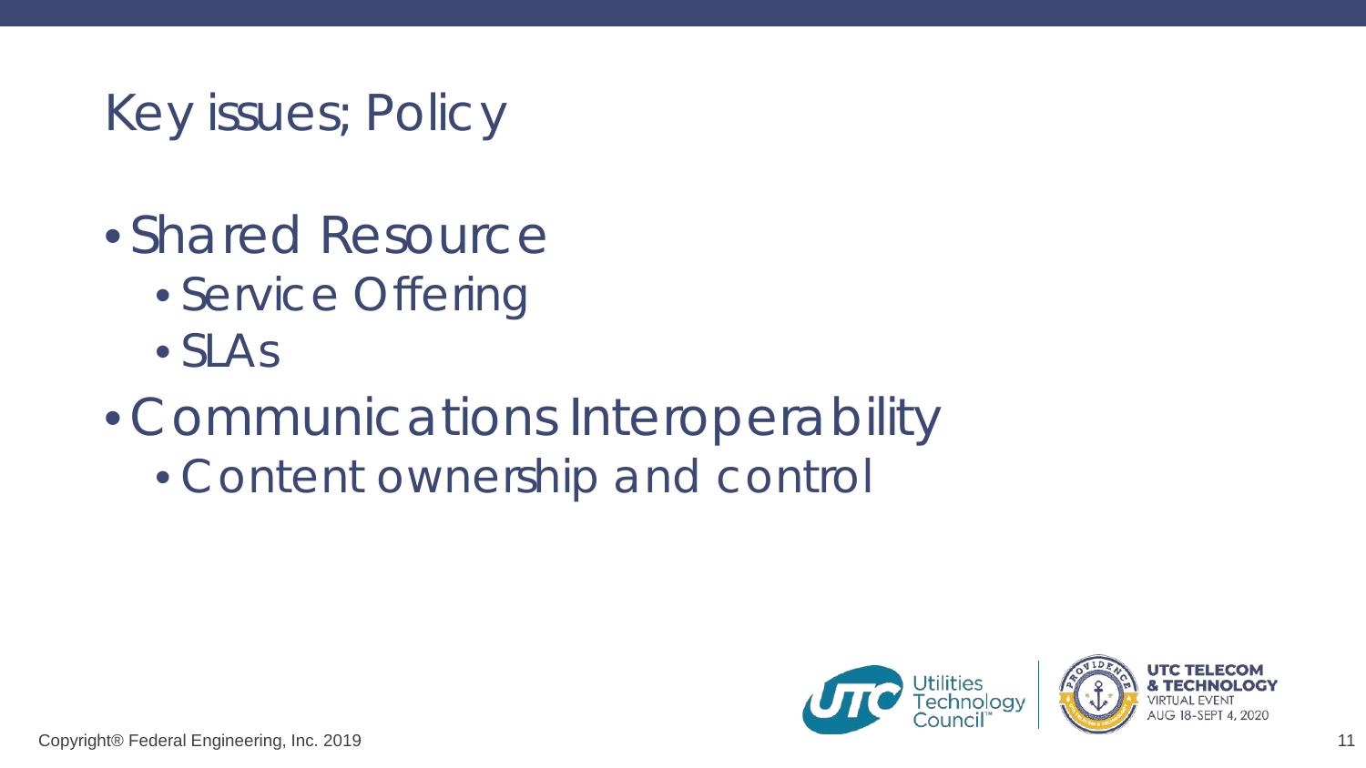# Key issues; Policy

- Shared Resource
  - Service Offering
  - SLAs
- Communications Interoperability
  - Content ownership and control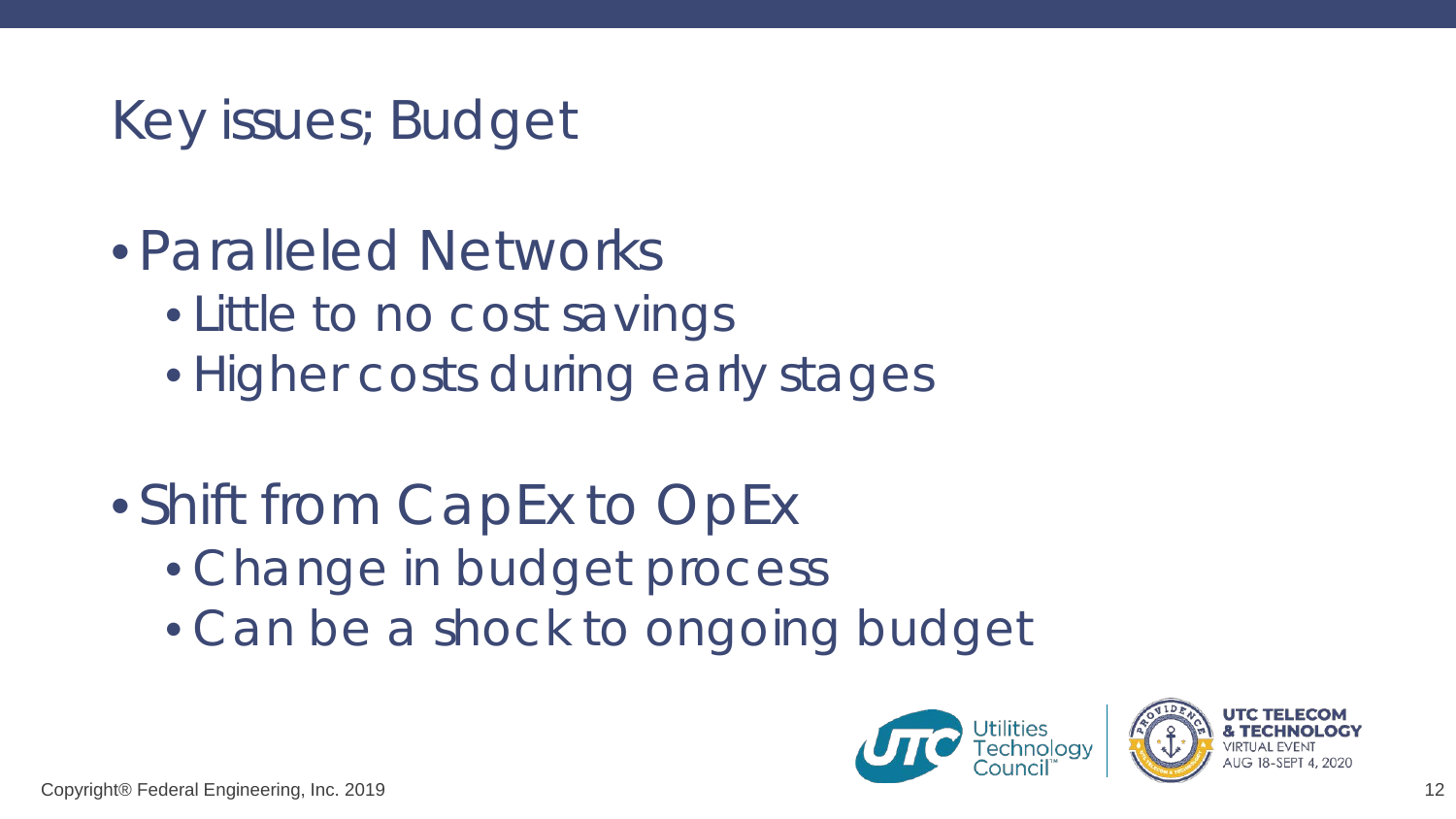# Key issues; Budget

- Paralleled Networks
  - Little to no cost savings
  - Higher costs during early stages

- Shift from CapEx to OpEx
  - Change in budget process
  - Can be a shock to ongoing budget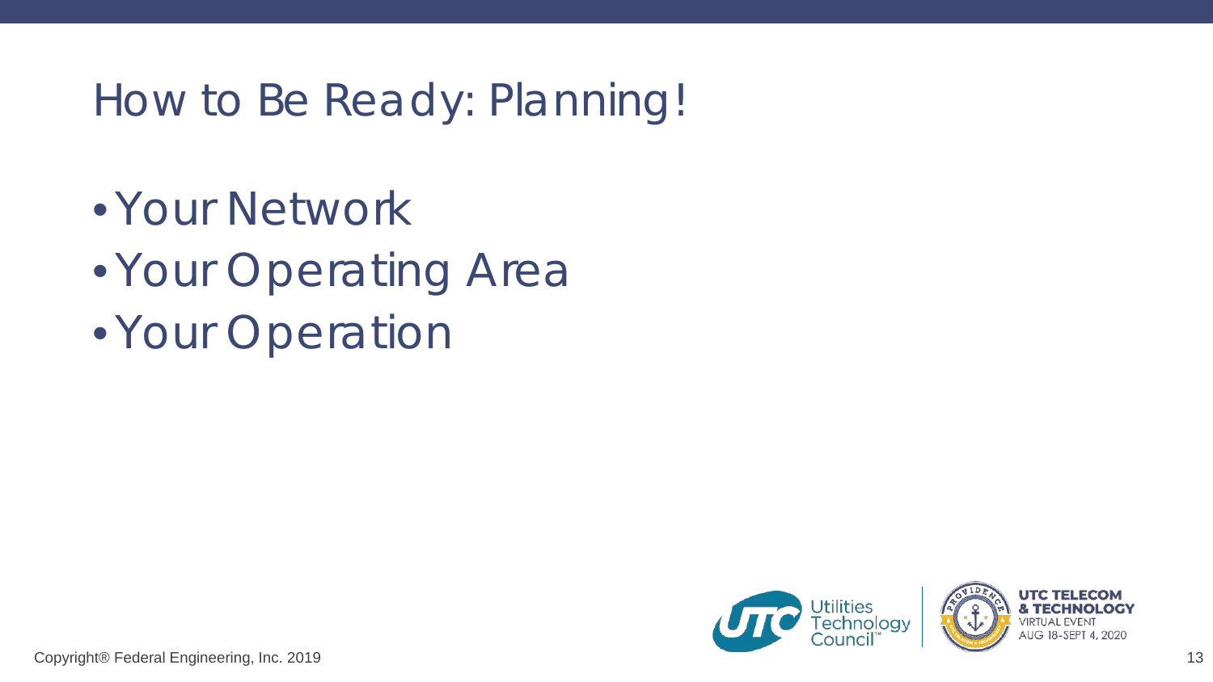# How to Be Ready: Planning!

- Your Network
- Your Operating Area
- Your Operation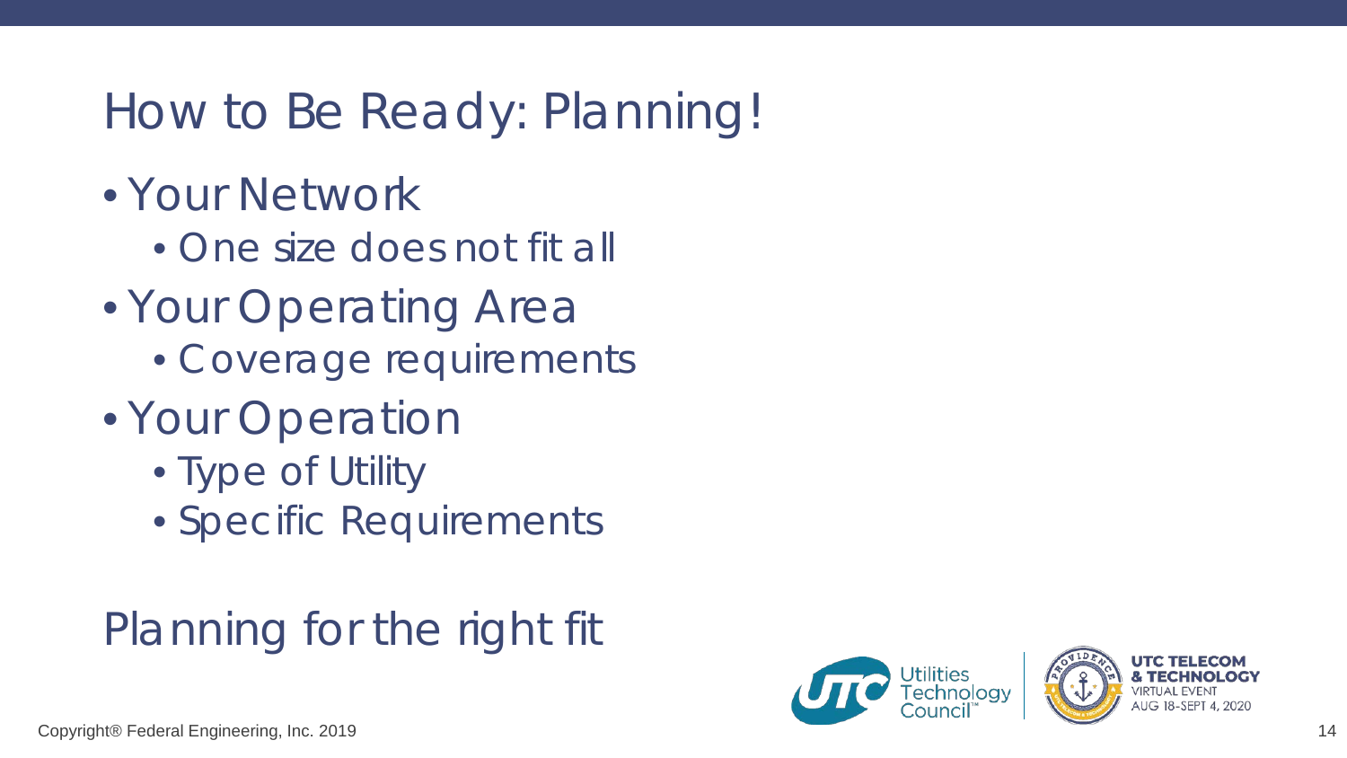# How to Be Ready: Planning!

- Your Network
  - One size does not fit all
- Your Operating Area
  - Coverage requirements
- Your Operation
  - Type of Utility
  - Specific Requirements

Planning for the right fit

Copyright® Federal Engineering, Inc. 2019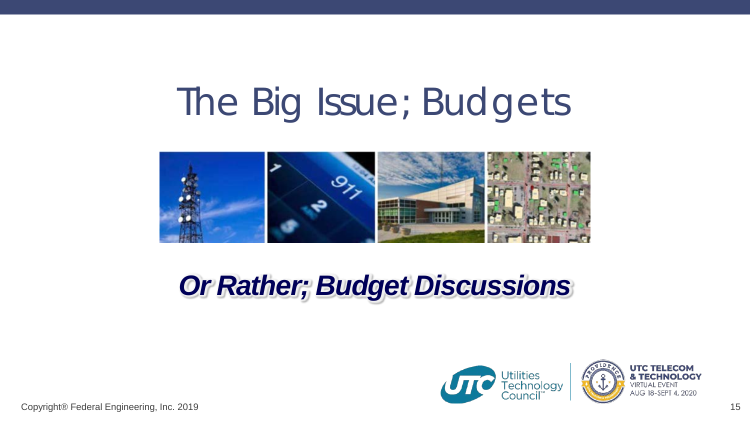# The Big Issue; Budgets

## ***Or Rather; Budget Discussions***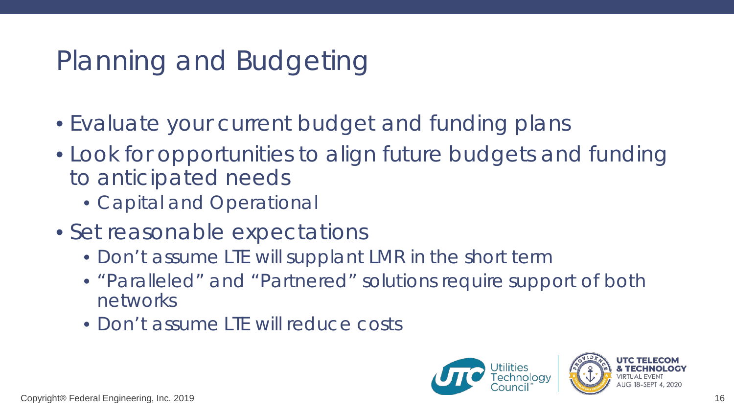# Planning and Budgeting

- Evaluate your current budget and funding plans
- Look for opportunities to align future budgets and funding to anticipated needs
  - Capital and Operational
- Set reasonable expectations
  - Don't assume LTE will supplant LMR in the short term
  - "Paralleled" and "Partnered" solutions require support of both networks
  - Don't assume LTE will reduce costs

Copyright® Federal Engineering, Inc. 2019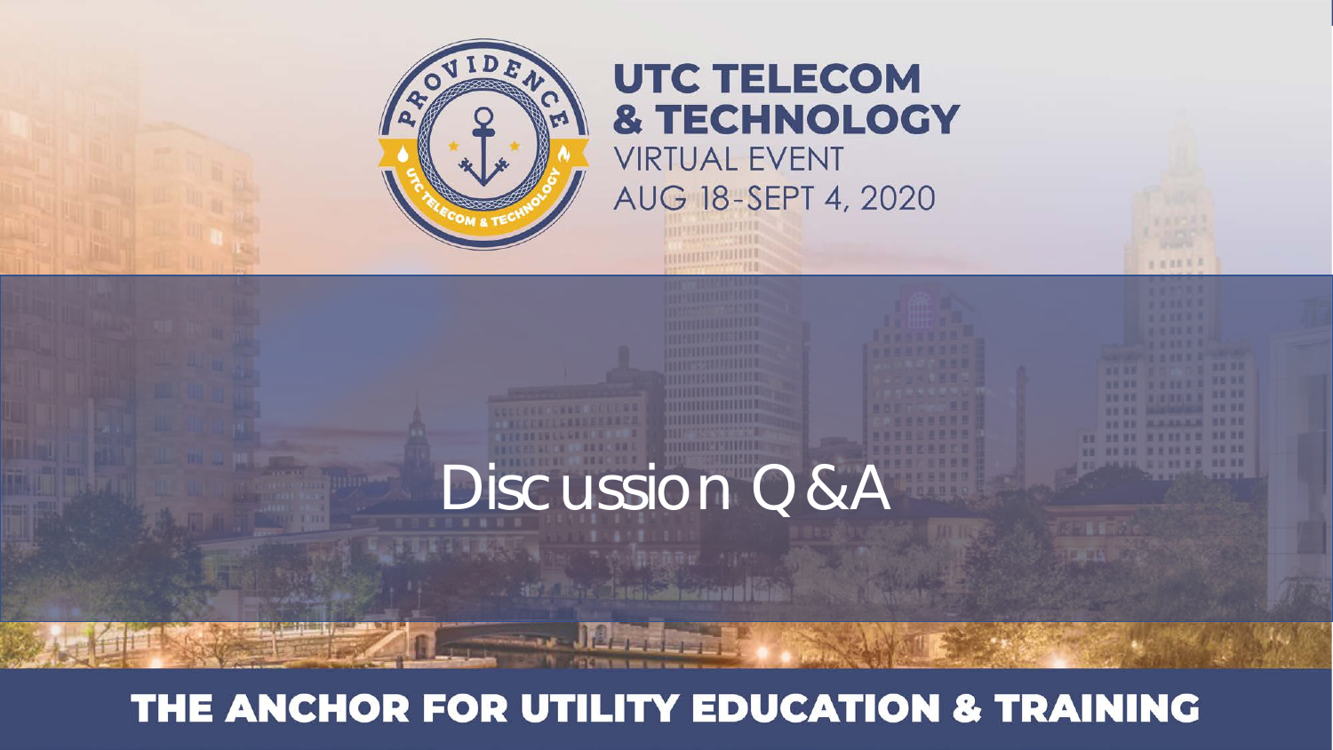**UTC TELECOM & TECHNOLOGY**

VIRTUAL EVENT

AUG 18-SEPT 4, 2020

# Discussion Q&A

**THE ANCHOR FOR UTILITY EDUCATION & TRAINING**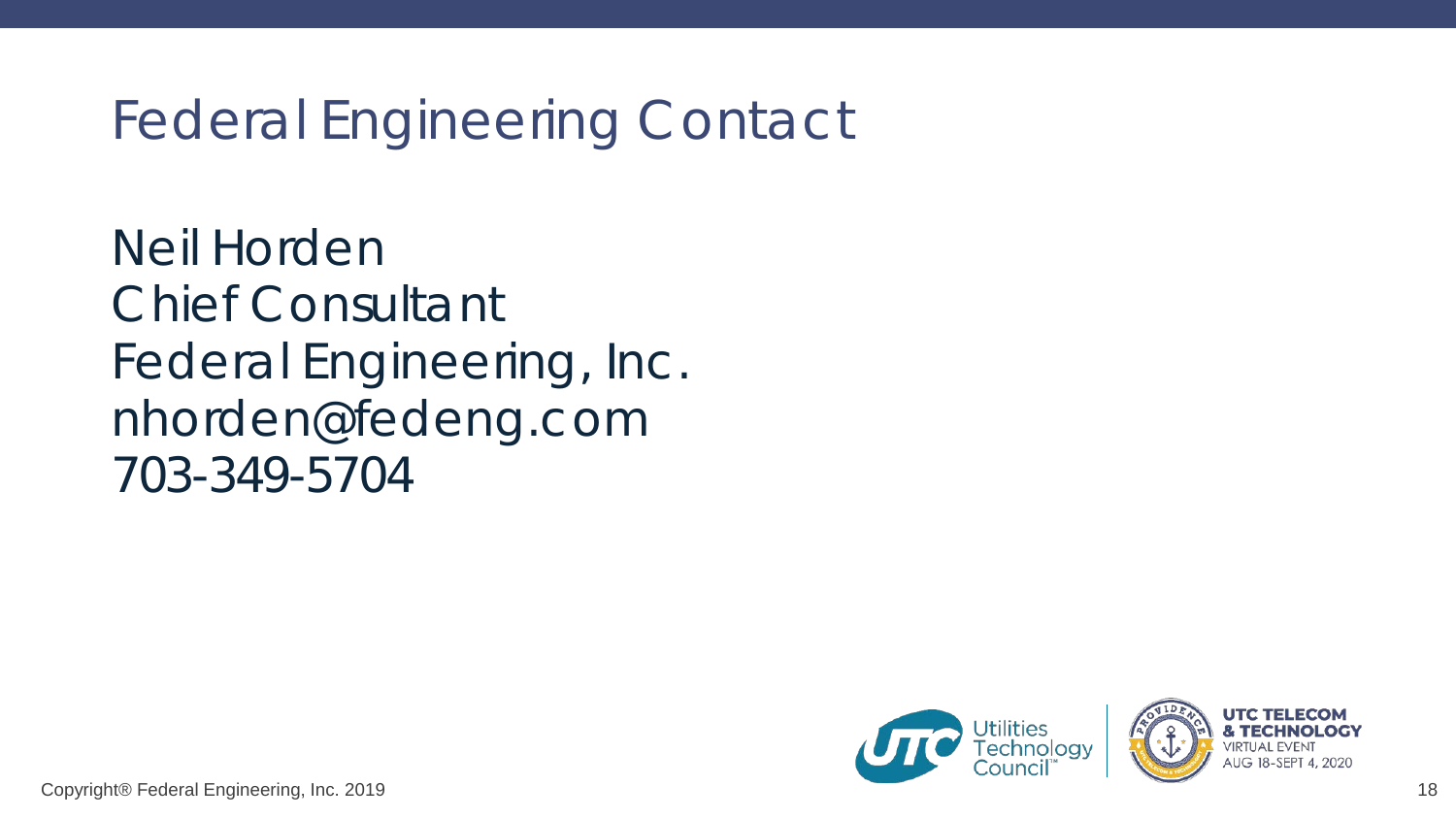# Federal Engineering Contact

Neil Horden
Chief Consultant
Federal Engineering, Inc.
nhorden@fedeng.com
703-349-5704

Copyright® Federal Engineering, Inc. 2019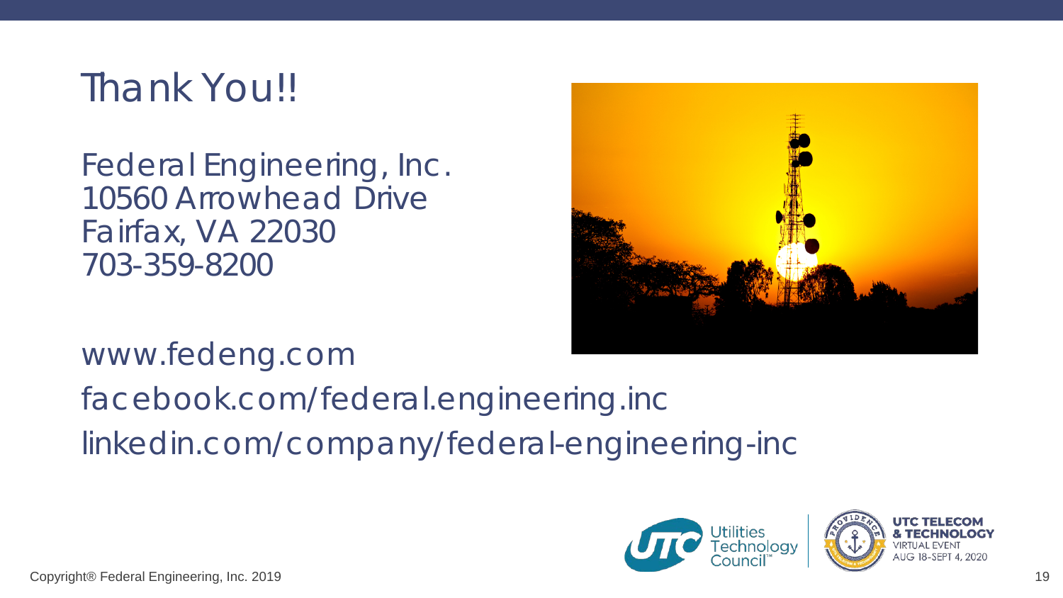# Thank You!!

Federal Engineering, Inc.
10560 Arrowhead Drive
Fairfax, VA 22030
703-359-8200

www.fedeng.com

facebook.com/federal.engineering.inc

linkedin.com/company/federal-engineering-inc

Copyright® Federal Engineering, Inc. 2019